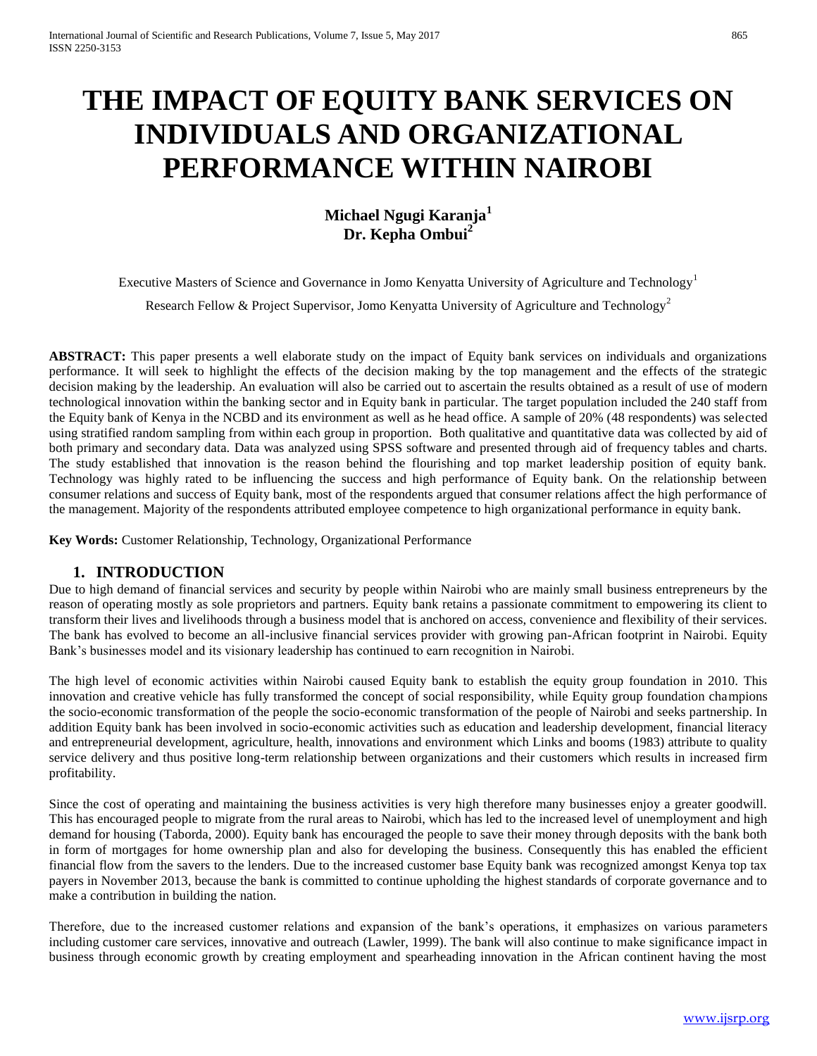# THE IMPACT OF EQUITY BANK SERVICES ON INDIVIDUALS AND ORGANIZATIONAL PERFORMANCE WITHIN NAIROBI

**Michael Ngugi Karanja[1]**
**Dr. Kepha Ombui[2]**

Executive Masters of Science and Governance in Jomo Kenyatta University of Agriculture and Technology[1]

Research Fellow & Project Supervisor, Jomo Kenyatta University of Agriculture and Technology[2]

**ABSTRACT:** This paper presents a well elaborate study on the impact of Equity bank services on individuals and organizations performance. It will seek to highlight the effects of the decision making by the top management and the effects of the strategic decision making by the leadership. An evaluation will also be carried out to ascertain the results obtained as a result of use of modern technological innovation within the banking sector and in Equity bank in particular. The target population included the 240 staff from the Equity bank of Kenya in the NCBD and its environment as well as he head office. A sample of 20% (48 respondents) was selected using stratified random sampling from within each group in proportion. Both qualitative and quantitative data was collected by aid of both primary and secondary data. Data was analyzed using SPSS software and presented through aid of frequency tables and charts. The study established that innovation is the reason behind the flourishing and top market leadership position of equity bank. Technology was highly rated to be influencing the success and high performance of Equity bank. On the relationship between consumer relations and success of Equity bank, most of the respondents argued that consumer relations affect the high performance of the management. Majority of the respondents attributed employee competence to high organizational performance in equity bank.

**Key Words:** Customer Relationship, Technology, Organizational Performance

## 1. INTRODUCTION

Due to high demand of financial services and security by people within Nairobi who are mainly small business entrepreneurs by the reason of operating mostly as sole proprietors and partners. Equity bank retains a passionate commitment to empowering its client to transform their lives and livelihoods through a business model that is anchored on access, convenience and flexibility of their services. The bank has evolved to become an all-inclusive financial services provider with growing pan-African footprint in Nairobi. Equity Bank's businesses model and its visionary leadership has continued to earn recognition in Nairobi.

The high level of economic activities within Nairobi caused Equity bank to establish the equity group foundation in 2010. This innovation and creative vehicle has fully transformed the concept of social responsibility, while Equity group foundation champions the socio-economic transformation of the people the socio-economic transformation of the people of Nairobi and seeks partnership. In addition Equity bank has been involved in socio-economic activities such as education and leadership development, financial literacy and entrepreneurial development, agriculture, health, innovations and environment which Links and booms (1983) attribute to quality service delivery and thus positive long-term relationship between organizations and their customers which results in increased firm profitability.

Since the cost of operating and maintaining the business activities is very high therefore many businesses enjoy a greater goodwill. This has encouraged people to migrate from the rural areas to Nairobi, which has led to the increased level of unemployment and high demand for housing (Taborda, 2000). Equity bank has encouraged the people to save their money through deposits with the bank both in form of mortgages for home ownership plan and also for developing the business. Consequently this has enabled the efficient financial flow from the savers to the lenders. Due to the increased customer base Equity bank was recognized amongst Kenya top tax payers in November 2013, because the bank is committed to continue upholding the highest standards of corporate governance and to make a contribution in building the nation.

Therefore, due to the increased customer relations and expansion of the bank's operations, it emphasizes on various parameters including customer care services, innovative and outreach (Lawler, 1999). The bank will also continue to make significance impact in business through economic growth by creating employment and spearheading innovation in the African continent having the most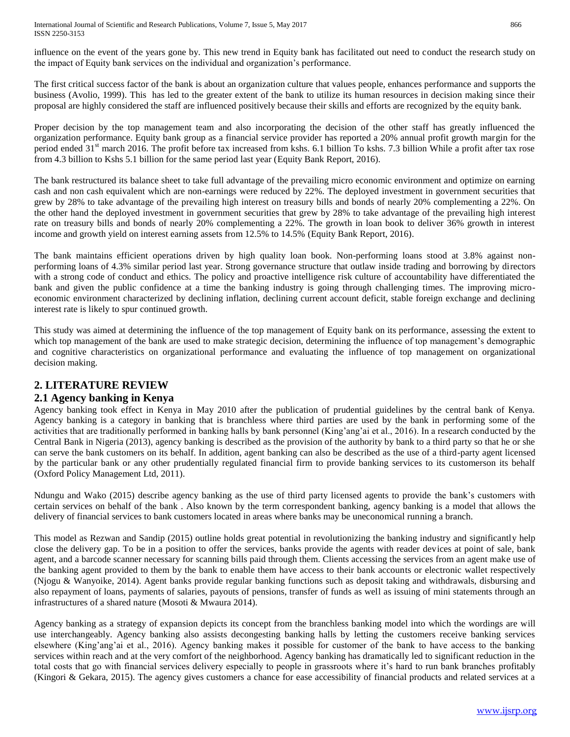influence on the event of the years gone by. This new trend in Equity bank has facilitated out need to conduct the research study on the impact of Equity bank services on the individual and organization's performance.

The first critical success factor of the bank is about an organization culture that values people, enhances performance and supports the business (Avolio, 1999). This has led to the greater extent of the bank to utilize its human resources in decision making since their proposal are highly considered the staff are influenced positively because their skills and efforts are recognized by the equity bank.

Proper decision by the top management team and also incorporating the decision of the other staff has greatly influenced the organization performance. Equity bank group as a financial service provider has reported a 20% annual profit growth margin for the period ended 31st march 2016. The profit before tax increased from kshs. 6.1 billion To kshs. 7.3 billion While a profit after tax rose from 4.3 billion to Kshs 5.1 billion for the same period last year (Equity Bank Report, 2016).

The bank restructured its balance sheet to take full advantage of the prevailing micro economic environment and optimize on earning cash and non cash equivalent which are non-earnings were reduced by 22%. The deployed investment in government securities that grew by 28% to take advantage of the prevailing high interest on treasury bills and bonds of nearly 20% complementing a 22%. On the other hand the deployed investment in government securities that grew by 28% to take advantage of the prevailing high interest rate on treasury bills and bonds of nearly 20% complementing a 22%. The growth in loan book to deliver 36% growth in interest income and growth yield on interest earning assets from 12.5% to 14.5% (Equity Bank Report, 2016).

The bank maintains efficient operations driven by high quality loan book. Non-performing loans stood at 3.8% against non-performing loans of 4.3% similar period last year. Strong governance structure that outlaw inside trading and borrowing by directors with a strong code of conduct and ethics. The policy and proactive intelligence risk culture of accountability have differentiated the bank and given the public confidence at a time the banking industry is going through challenging times. The improving micro-economic environment characterized by declining inflation, declining current account deficit, stable foreign exchange and declining interest rate is likely to spur continued growth.

This study was aimed at determining the influence of the top management of Equity bank on its performance, assessing the extent to which top management of the bank are used to make strategic decision, determining the influence of top management's demographic and cognitive characteristics on organizational performance and evaluating the influence of top management on organizational decision making.

## 2. LITERATURE REVIEW

### 2.1 Agency banking in Kenya

Agency banking took effect in Kenya in May 2010 after the publication of prudential guidelines by the central bank of Kenya. Agency banking is a category in banking that is branchless where third parties are used by the bank in performing some of the activities that are traditionally performed in banking halls by bank personnel (King'ang'ai et al., 2016). In a research conducted by the Central Bank in Nigeria (2013), agency banking is described as the provision of the authority by bank to a third party so that he or she can serve the bank customers on its behalf. In addition, agent banking can also be described as the use of a third-party agent licensed by the particular bank or any other prudentially regulated financial firm to provide banking services to its customerson its behalf (Oxford Policy Management Ltd, 2011).

Ndungu and Wako (2015) describe agency banking as the use of third party licensed agents to provide the bank's customers with certain services on behalf of the bank . Also known by the term correspondent banking, agency banking is a model that allows the delivery of financial services to bank customers located in areas where banks may be uneconomical running a branch.

This model as Rezwan and Sandip (2015) outline holds great potential in revolutionizing the banking industry and significantly help close the delivery gap. To be in a position to offer the services, banks provide the agents with reader devices at point of sale, bank agent, and a barcode scanner necessary for scanning bills paid through them. Clients accessing the services from an agent make use of the banking agent provided to them by the bank to enable them have access to their bank accounts or electronic wallet respectively (Njogu & Wanyoike, 2014). Agent banks provide regular banking functions such as deposit taking and withdrawals, disbursing and also repayment of loans, payments of salaries, payouts of pensions, transfer of funds as well as issuing of mini statements through an infrastructures of a shared nature (Mosoti & Mwaura 2014).

Agency banking as a strategy of expansion depicts its concept from the branchless banking model into which the wordings are will use interchangeably. Agency banking also assists decongesting banking halls by letting the customers receive banking services elsewhere (King'ang'ai et al., 2016). Agency banking makes it possible for customer of the bank to have access to the banking services within reach and at the very comfort of the neighborhood. Agency banking has dramatically led to significant reduction in the total costs that go with financial services delivery especially to people in grassroots where it's hard to run bank branches profitably (Kingori & Gekara, 2015). The agency gives customers a chance for ease accessibility of financial products and related services at a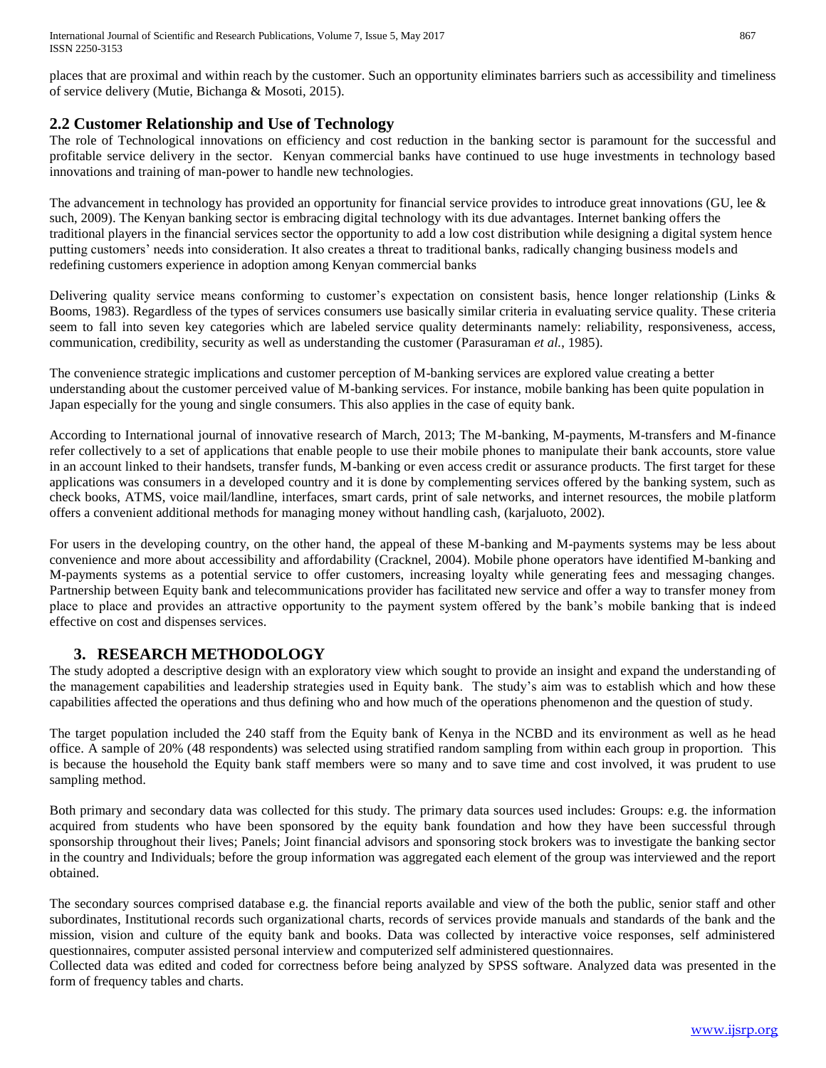places that are proximal and within reach by the customer. Such an opportunity eliminates barriers such as accessibility and timeliness of service delivery (Mutie, Bichanga & Mosoti, 2015).

## 2.2 Customer Relationship and Use of Technology

The role of Technological innovations on efficiency and cost reduction in the banking sector is paramount for the successful and profitable service delivery in the sector. Kenyan commercial banks have continued to use huge investments in technology based innovations and training of man-power to handle new technologies.

The advancement in technology has provided an opportunity for financial service provides to introduce great innovations (GU, lee & such, 2009). The Kenyan banking sector is embracing digital technology with its due advantages. Internet banking offers the traditional players in the financial services sector the opportunity to add a low cost distribution while designing a digital system hence putting customers' needs into consideration. It also creates a threat to traditional banks, radically changing business models and redefining customers experience in adoption among Kenyan commercial banks

Delivering quality service means conforming to customer's expectation on consistent basis, hence longer relationship (Links & Booms, 1983). Regardless of the types of services consumers use basically similar criteria in evaluating service quality. These criteria seem to fall into seven key categories which are labeled service quality determinants namely: reliability, responsiveness, access, communication, credibility, security as well as understanding the customer (Parasuraman *et al.*, 1985).

The convenience strategic implications and customer perception of M-banking services are explored value creating a better understanding about the customer perceived value of M-banking services. For instance, mobile banking has been quite population in Japan especially for the young and single consumers. This also applies in the case of equity bank.

According to International journal of innovative research of March, 2013; The M-banking, M-payments, M-transfers and M-finance refer collectively to a set of applications that enable people to use their mobile phones to manipulate their bank accounts, store value in an account linked to their handsets, transfer funds, M-banking or even access credit or assurance products. The first target for these applications was consumers in a developed country and it is done by complementing services offered by the banking system, such as check books, ATMS, voice mail/landline, interfaces, smart cards, print of sale networks, and internet resources, the mobile platform offers a convenient additional methods for managing money without handling cash, (karjaluoto, 2002).

For users in the developing country, on the other hand, the appeal of these M-banking and M-payments systems may be less about convenience and more about accessibility and affordability (Cracknel, 2004). Mobile phone operators have identified M-banking and M-payments systems as a potential service to offer customers, increasing loyalty while generating fees and messaging changes. Partnership between Equity bank and telecommunications provider has facilitated new service and offer a way to transfer money from place to place and provides an attractive opportunity to the payment system offered by the bank's mobile banking that is indeed effective on cost and dispenses services.

# 3. RESEARCH METHODOLOGY

The study adopted a descriptive design with an exploratory view which sought to provide an insight and expand the understanding of the management capabilities and leadership strategies used in Equity bank. The study's aim was to establish which and how these capabilities affected the operations and thus defining who and how much of the operations phenomenon and the question of study.

The target population included the 240 staff from the Equity bank of Kenya in the NCBD and its environment as well as he head office. A sample of 20% (48 respondents) was selected using stratified random sampling from within each group in proportion. This is because the household the Equity bank staff members were so many and to save time and cost involved, it was prudent to use sampling method.

Both primary and secondary data was collected for this study. The primary data sources used includes: Groups: e.g. the information acquired from students who have been sponsored by the equity bank foundation and how they have been successful through sponsorship throughout their lives; Panels; Joint financial advisors and sponsoring stock brokers was to investigate the banking sector in the country and Individuals; before the group information was aggregated each element of the group was interviewed and the report obtained.

The secondary sources comprised database e.g. the financial reports available and view of the both the public, senior staff and other subordinates, Institutional records such organizational charts, records of services provide manuals and standards of the bank and the mission, vision and culture of the equity bank and books. Data was collected by interactive voice responses, self administered questionnaires, computer assisted personal interview and computerized self administered questionnaires.

Collected data was edited and coded for correctness before being analyzed by SPSS software. Analyzed data was presented in the form of frequency tables and charts.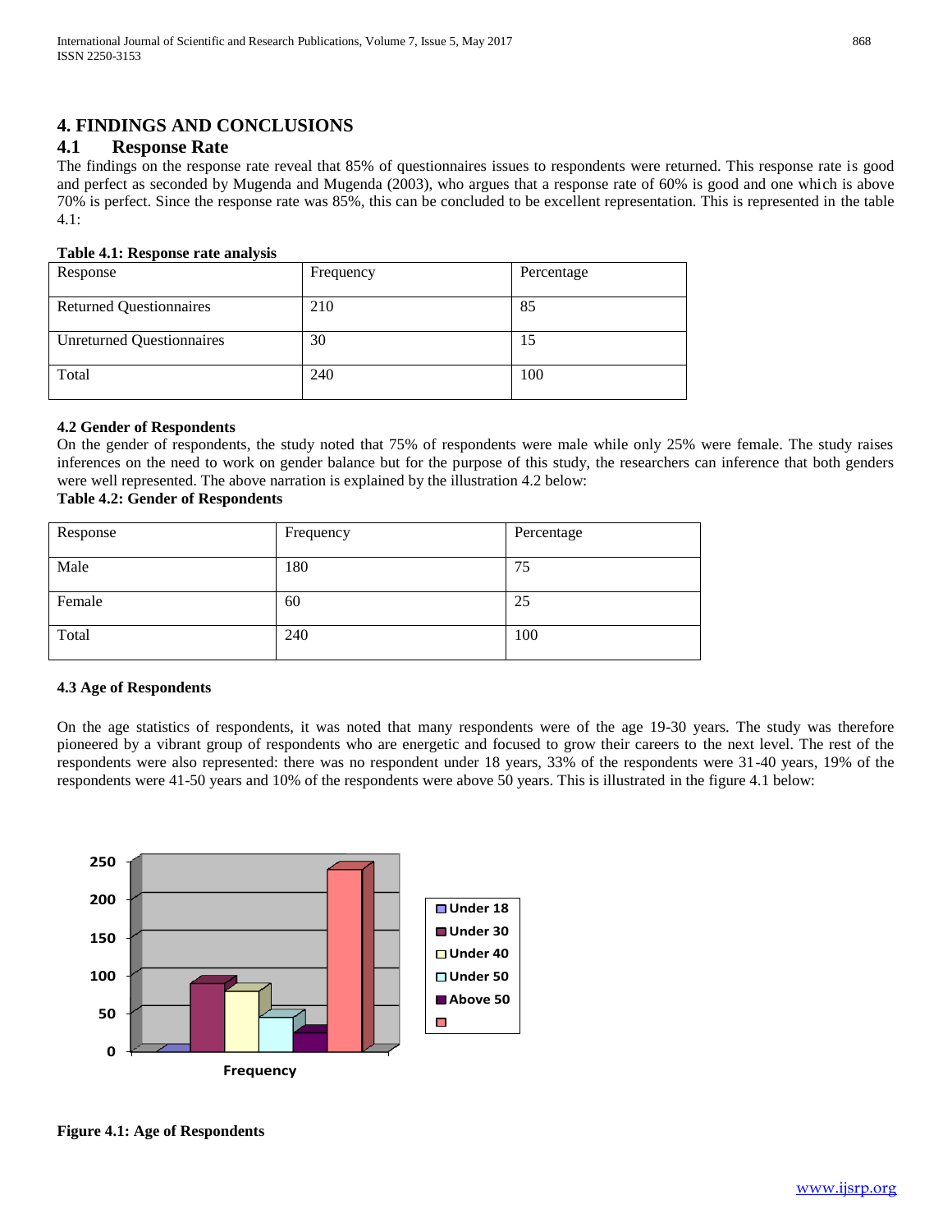# 4. FINDINGS AND CONCLUSIONS

## 4.1 Response Rate

The findings on the response rate reveal that 85% of questionnaires issues to respondents were returned. This response rate is good and perfect as seconded by Mugenda and Mugenda (2003), who argues that a response rate of 60% is good and one which is above 70% is perfect. Since the response rate was 85%, this can be concluded to be excellent representation. This is represented in the table 4.1:

**Table 4.1: Response rate analysis**

| Response | Frequency | Percentage |
|---|---|---|
| Returned Questionnaires | 210 | 85 |
| Unreturned Questionnaires | 30 | 15 |
| Total | 240 | 100 |

### 4.2 Gender of Respondents

On the gender of respondents, the study noted that 75% of respondents were male while only 25% were female. The study raises inferences on the need to work on gender balance but for the purpose of this study, the researchers can inference that both genders were well represented. The above narration is explained by the illustration 4.2 below:

**Table 4.2: Gender of Respondents**

| Response | Frequency | Percentage |
|---|---|---|
| Male | 180 | 75 |
| Female | 60 | 25 |
| Total | 240 | 100 |

### 4.3 Age of Respondents

On the age statistics of respondents, it was noted that many respondents were of the age 19-30 years. The study was therefore pioneered by a vibrant group of respondents who are energetic and focused to grow their careers to the next level. The rest of the respondents were also represented: there was no respondent under 18 years, 33% of the respondents were 31-40 years, 19% of the respondents were 41-50 years and 10% of the respondents were above 50 years. This is illustrated in the figure 4.1 below:

**Figure 4.1: Age of Respondents**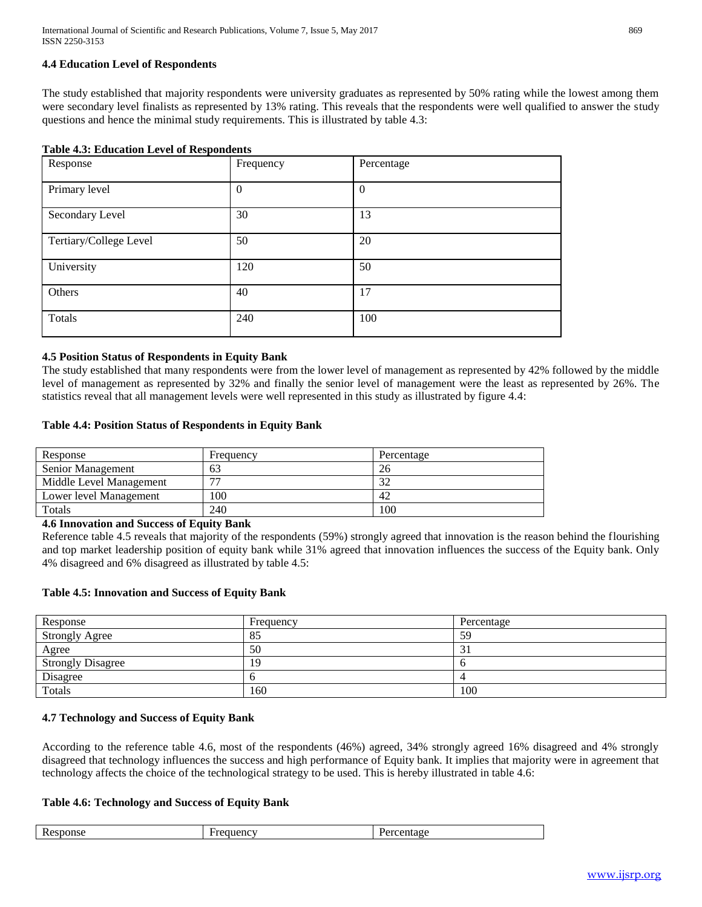### 4.4 Education Level of Respondents

The study established that majority respondents were university graduates as represented by 50% rating while the lowest among them were secondary level finalists as represented by 13% rating. This reveals that the respondents were well qualified to answer the study questions and hence the minimal study requirements. This is illustrated by table 4.3:

**Table 4.3: Education Level of Respondents**

| Response | Frequency | Percentage |
| --- | --- | --- |
| Primary level | 0 | 0 |
| Secondary Level | 30 | 13 |
| Tertiary/College Level | 50 | 20 |
| University | 120 | 50 |
| Others | 40 | 17 |
| Totals | 240 | 100 |

### 4.5 Position Status of Respondents in Equity Bank

The study established that many respondents were from the lower level of management as represented by 42% followed by the middle level of management as represented by 32% and finally the senior level of management were the least as represented by 26%. The statistics reveal that all management levels were well represented in this study as illustrated by figure 4.4:

**Table 4.4: Position Status of Respondents in Equity Bank**

| Response | Frequency | Percentage |
| --- | --- | --- |
| Senior Management | 63 | 26 |
| Middle Level Management | 77 | 32 |
| Lower level Management | 100 | 42 |
| Totals | 240 | 100 |

### 4.6 Innovation and Success of Equity Bank

Reference table 4.5 reveals that majority of the respondents (59%) strongly agreed that innovation is the reason behind the flourishing and top market leadership position of equity bank while 31% agreed that innovation influences the success of the Equity bank. Only 4% disagreed and 6% disagreed as illustrated by table 4.5:

**Table 4.5: Innovation and Success of Equity Bank**

| Response | Frequency | Percentage |
| --- | --- | --- |
| Strongly Agree | 85 | 59 |
| Agree | 50 | 31 |
| Strongly Disagree | 19 | 6 |
| Disagree | 6 | 4 |
| Totals | 160 | 100 |

### 4.7 Technology and Success of Equity Bank

According to the reference table 4.6, most of the respondents (46%) agreed, 34% strongly agreed 16% disagreed and 4% strongly disagreed that technology influences the success and high performance of Equity bank. It implies that majority were in agreement that technology affects the choice of the technological strategy to be used. This is hereby illustrated in table 4.6:

**Table 4.6: Technology and Success of Equity Bank**

| Response | Frequency | Percentage |
| --- | --- | --- |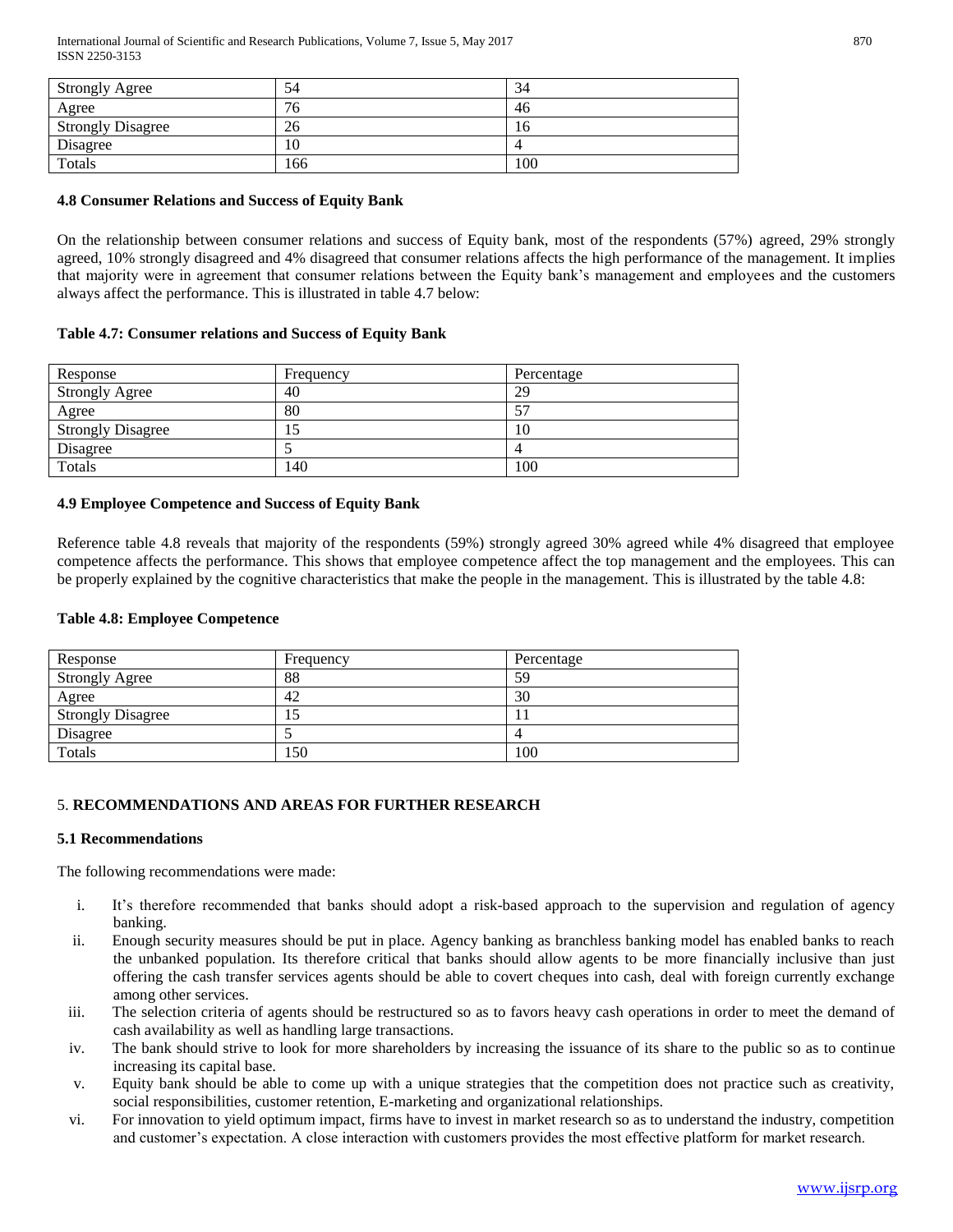| Strongly Agree | 54 | 34 |
|---|---|---|
| Agree | 76 | 46 |
| Strongly Disagree | 26 | 16 |
| Disagree | 10 | 4 |
| Totals | 166 | 100 |

### 4.8 Consumer Relations and Success of Equity Bank

On the relationship between consumer relations and success of Equity bank, most of the respondents (57%) agreed, 29% strongly agreed, 10% strongly disagreed and 4% disagreed that consumer relations affects the high performance of the management. It implies that majority were in agreement that consumer relations between the Equity bank's management and employees and the customers always affect the performance. This is illustrated in table 4.7 below:

**Table 4.7: Consumer relations and Success of Equity Bank**

| Response | Frequency | Percentage |
|---|---|---|
| Strongly Agree | 40 | 29 |
| Agree | 80 | 57 |
| Strongly Disagree | 15 | 10 |
| Disagree | 5 | 4 |
| Totals | 140 | 100 |

### 4.9 Employee Competence and Success of Equity Bank

Reference table 4.8 reveals that majority of the respondents (59%) strongly agreed 30% agreed while 4% disagreed that employee competence affects the performance. This shows that employee competence affect the top management and the employees. This can be properly explained by the cognitive characteristics that make the people in the management. This is illustrated by the table 4.8:

**Table 4.8: Employee Competence**

| Response | Frequency | Percentage |
|---|---|---|
| Strongly Agree | 88 | 59 |
| Agree | 42 | 30 |
| Strongly Disagree | 15 | 11 |
| Disagree | 5 | 4 |
| Totals | 150 | 100 |

## 5. RECOMMENDATIONS AND AREAS FOR FURTHER RESEARCH

### 5.1 Recommendations

The following recommendations were made:

i. It's therefore recommended that banks should adopt a risk-based approach to the supervision and regulation of agency banking.

ii. Enough security measures should be put in place. Agency banking as branchless banking model has enabled banks to reach the unbanked population. Its therefore critical that banks should allow agents to be more financially inclusive than just offering the cash transfer services agents should be able to covert cheques into cash, deal with foreign currently exchange among other services.

iii. The selection criteria of agents should be restructured so as to favors heavy cash operations in order to meet the demand of cash availability as well as handling large transactions.

iv. The bank should strive to look for more shareholders by increasing the issuance of its share to the public so as to continue increasing its capital base.

v. Equity bank should be able to come up with a unique strategies that the competition does not practice such as creativity, social responsibilities, customer retention, E-marketing and organizational relationships.

vi. For innovation to yield optimum impact, firms have to invest in market research so as to understand the industry, competition and customer's expectation. A close interaction with customers provides the most effective platform for market research.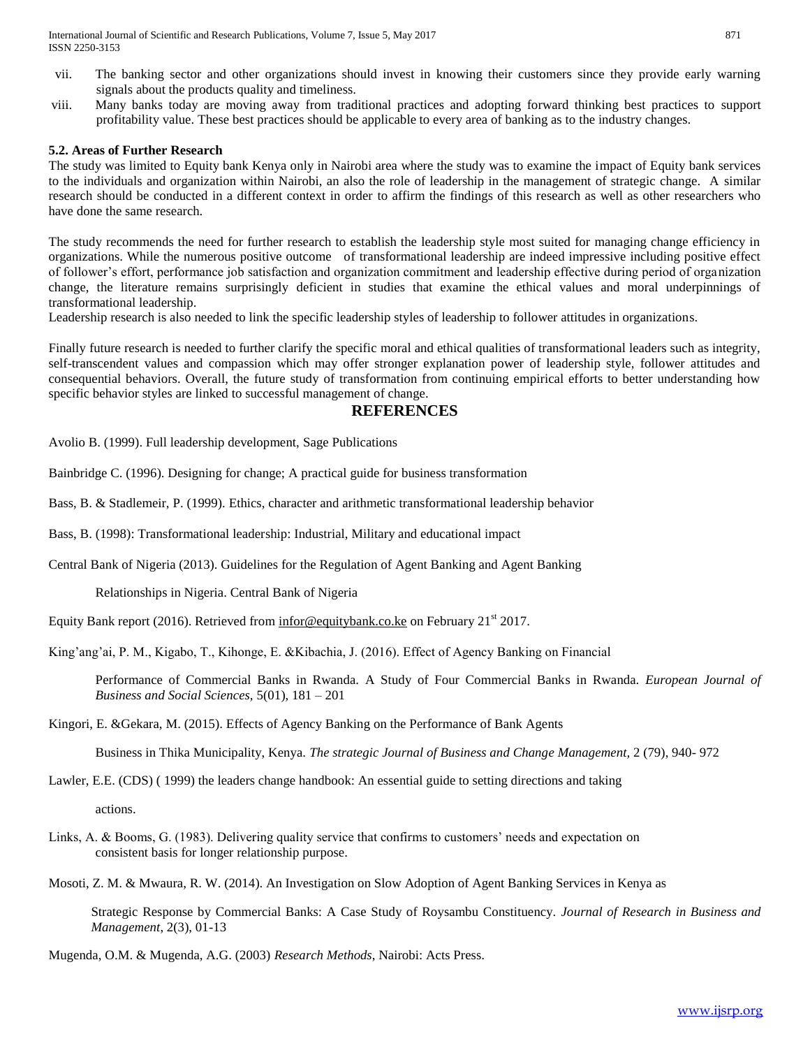vii. The banking sector and other organizations should invest in knowing their customers since they provide early warning signals about the products quality and timeliness.

viii. Many banks today are moving away from traditional practices and adopting forward thinking best practices to support profitability value. These best practices should be applicable to every area of banking as to the industry changes.

### 5.2. Areas of Further Research

The study was limited to Equity bank Kenya only in Nairobi area where the study was to examine the impact of Equity bank services to the individuals and organization within Nairobi, an also the role of leadership in the management of strategic change. A similar research should be conducted in a different context in order to affirm the findings of this research as well as other researchers who have done the same research.

The study recommends the need for further research to establish the leadership style most suited for managing change efficiency in organizations. While the numerous positive outcome of transformational leadership are indeed impressive including positive effect of follower's effort, performance job satisfaction and organization commitment and leadership effective during period of organization change, the literature remains surprisingly deficient in studies that examine the ethical values and moral underpinnings of transformational leadership.

Leadership research is also needed to link the specific leadership styles of leadership to follower attitudes in organizations.

Finally future research is needed to further clarify the specific moral and ethical qualities of transformational leaders such as integrity, self-transcendent values and compassion which may offer stronger explanation power of leadership style, follower attitudes and consequential behaviors. Overall, the future study of transformation from continuing empirical efforts to better understanding how specific behavior styles are linked to successful management of change.

## REFERENCES

Avolio B. (1999). Full leadership development, Sage Publications

Bainbridge C. (1996). Designing for change; A practical guide for business transformation

Bass, B. & Stadlemeir, P. (1999). Ethics, character and arithmetic transformational leadership behavior

Bass, B. (1998): Transformational leadership: Industrial, Military and educational impact

Central Bank of Nigeria (2013). Guidelines for the Regulation of Agent Banking and Agent Banking Relationships in Nigeria. Central Bank of Nigeria

Equity Bank report (2016). Retrieved from infor@equitybank.co.ke on February 21st 2017.

King'ang'ai, P. M., Kigabo, T., Kihonge, E. &Kibachia, J. (2016). Effect of Agency Banking on Financial Performance of Commercial Banks in Rwanda. A Study of Four Commercial Banks in Rwanda. *European Journal of Business and Social Sciences,* 5(01), 181 – 201

Kingori, E. &Gekara, M. (2015). Effects of Agency Banking on the Performance of Bank Agents Business in Thika Municipality, Kenya. *The strategic Journal of Business and Change Management,* 2 (79), 940- 972

Lawler, E.E. (CDS) ( 1999) the leaders change handbook: An essential guide to setting directions and taking actions.

Links, A. & Booms, G. (1983). Delivering quality service that confirms to customers' needs and expectation on consistent basis for longer relationship purpose.

Mosoti, Z. M. & Mwaura, R. W. (2014). An Investigation on Slow Adoption of Agent Banking Services in Kenya as Strategic Response by Commercial Banks: A Case Study of Roysambu Constituency. *Journal of Research in Business and Management*, 2(3), 01-13

Mugenda, O.M. & Mugenda, A.G. (2003) *Research Methods*, Nairobi: Acts Press.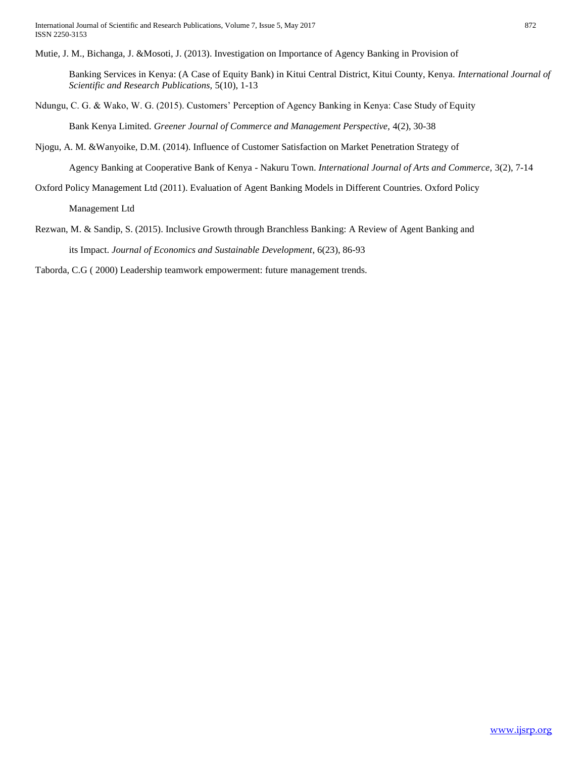Mutie, J. M., Bichanga, J. &Mosoti, J. (2013). Investigation on Importance of Agency Banking in Provision of Banking Services in Kenya: (A Case of Equity Bank) in Kitui Central District, Kitui County, Kenya. *International Journal of Scientific and Research Publications*, 5(10), 1-13

Ndungu, C. G. & Wako, W. G. (2015). Customers' Perception of Agency Banking in Kenya: Case Study of Equity Bank Kenya Limited. *Greener Journal of Commerce and Management Perspective*, 4(2), 30-38

Njogu, A. M. &Wanyoike, D.M. (2014). Influence of Customer Satisfaction on Market Penetration Strategy of Agency Banking at Cooperative Bank of Kenya - Nakuru Town. *International Journal of Arts and Commerce,* 3(2), 7-14

Oxford Policy Management Ltd (2011). Evaluation of Agent Banking Models in Different Countries. Oxford Policy Management Ltd

Rezwan, M. & Sandip, S. (2015). Inclusive Growth through Branchless Banking: A Review of Agent Banking and its Impact. *Journal of Economics and Sustainable Development*, 6(23), 86-93

Taborda, C.G ( 2000) Leadership teamwork empowerment: future management trends.